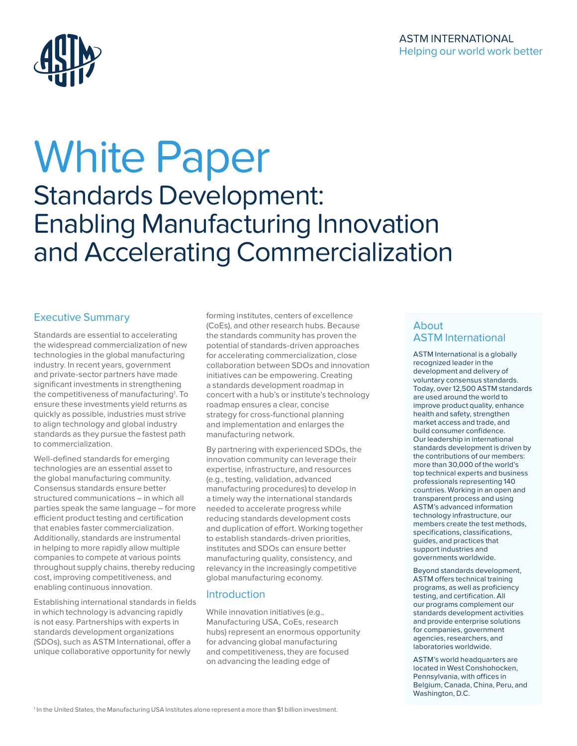ASTM INTERNATIONAL
Helping our world work better

# White Paper

## Standards Development: Enabling Manufacturing Innovation and Accelerating Commercialization

### Executive Summary

Standards are essential to accelerating the widespread commercialization of new technologies in the global manufacturing industry. In recent years, government and private-sector partners have made significant investments in strengthening the competitiveness of manufacturing[1]. To ensure these investments yield returns as quickly as possible, industries must strive to align technology and global industry standards as they pursue the fastest path to commercialization.

Well-defined standards for emerging technologies are an essential asset to the global manufacturing community. Consensus standards ensure better structured communications – in which all parties speak the same language – for more efficient product testing and certification that enables faster commercialization. Additionally, standards are instrumental in helping to more rapidly allow multiple companies to compete at various points throughout supply chains, thereby reducing cost, improving competitiveness, and enabling continuous innovation.

Establishing international standards in fields in which technology is advancing rapidly is not easy. Partnerships with experts in standards development organizations (SDOs), such as ASTM International, offer a unique collaborative opportunity for newly forming institutes, centers of excellence (CoEs), and other research hubs. Because the standards community has proven the potential of standards-driven approaches for accelerating commercialization, close collaboration between SDOs and innovation initiatives can be empowering. Creating a standards development roadmap in concert with a hub's or institute's technology roadmap ensures a clear, concise strategy for cross-functional planning and implementation and enlarges the manufacturing network.

By partnering with experienced SDOs, the innovation community can leverage their expertise, infrastructure, and resources (e.g., testing, validation, advanced manufacturing procedures) to develop in a timely way the international standards needed to accelerate progress while reducing standards development costs and duplication of effort. Working together to establish standards-driven priorities, institutes and SDOs can ensure better manufacturing quality, consistency, and relevancy in the increasingly competitive global manufacturing economy.

### Introduction

While innovation initiatives (e.g., Manufacturing USA, CoEs, research hubs) represent an enormous opportunity for advancing global manufacturing and competitiveness, they are focused on advancing the leading edge of

### About ASTM International

ASTM International is a globally recognized leader in the development and delivery of voluntary consensus standards. Today, over 12,500 ASTM standards are used around the world to improve product quality, enhance health and safety, strengthen market access and trade, and build consumer confidence. Our leadership in international standards development is driven by the contributions of our members: more than 30,000 of the world's top technical experts and business professionals representing 140 countries. Working in an open and transparent process and using ASTM's advanced information technology infrastructure, our members create the test methods, specifications, classifications, guides, and practices that support industries and governments worldwide.

Beyond standards development, ASTM offers technical training programs, as well as proficiency testing, and certification. All our programs complement our standards development activities and provide enterprise solutions for companies, government agencies, researchers, and laboratories worldwide.

ASTM's world headquarters are located in West Conshohocken, Pennsylvania, with offices in Belgium, Canada, China, Peru, and Washington, D.C.

[1] In the United States, the Manufacturing USA Institutes alone represent a more than $1 billion investment.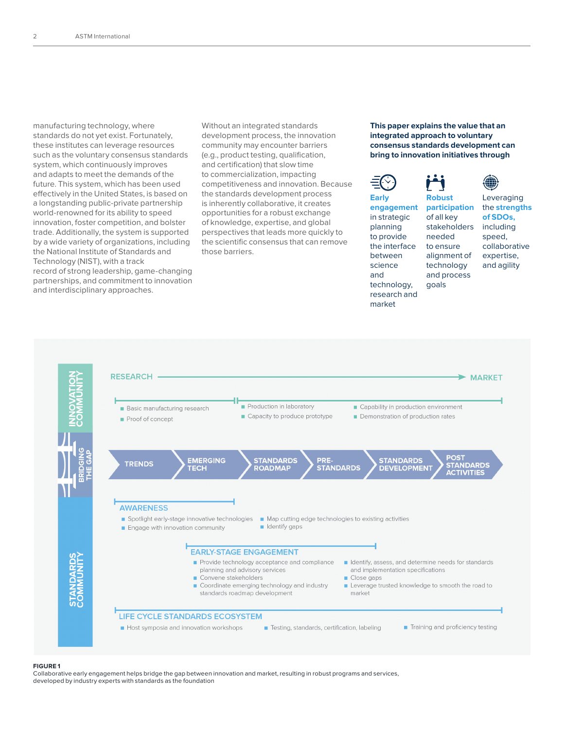manufacturing technology, where standards do not yet exist. Fortunately, these institutes can leverage resources such as the voluntary consensus standards system, which continuously improves and adapts to meet the demands of the future. This system, which has been used effectively in the United States, is based on a longstanding public-private partnership world-renowned for its ability to speed innovation, foster competition, and bolster trade. Additionally, the system is supported by a wide variety of organizations, including the National Institute of Standards and Technology (NIST), with a track record of strong leadership, game-changing partnerships, and commitment to innovation and interdisciplinary approaches.

Without an integrated standards development process, the innovation community may encounter barriers (e.g., product testing, qualification, and certification) that slow time to commercialization, impacting competitiveness and innovation. Because the standards development process is inherently collaborative, it creates opportunities for a robust exchange of knowledge, expertise, and global perspectives that leads more quickly to the scientific consensus that can remove those barriers.

**This paper explains the value that an integrated approach to voluntary consensus standards development can bring to innovation initiatives through**

- **Early engagement** in strategic planning to provide the interface between science and technology, research and market
- **Robust participation** of all key stakeholders needed to ensure alignment of technology and process goals
- Leveraging the **strengths of SDOs,** including speed, collaborative expertise, and agility

INNOVATION COMMUNITY

RESEARCH → MARKET

- Basic manufacturing research
- Proof of concept
- Production in laboratory
- Capacity to produce prototype
- Capability in production environment
- Demonstration of production rates

BRIDGING THE GAP

TRENDS → EMERGING TECH → STANDARDS ROADMAP → PRE-STANDARDS → STANDARDS DEVELOPMENT → POST STANDARDS ACTIVITIES

STANDARDS COMMUNITY

AWARENESS

- Spotlight early-stage innovative technologies
- Engage with innovation community
- Map cutting edge technologies to existing activities
- Identify gaps

EARLY-STAGE ENGAGEMENT

- Provide technology acceptance and compliance planning and advisory services
- Convene stakeholders
- Coordinate emerging technology and industry standards roadmap development
- Identify, assess, and determine needs for standards and implementation specifications
- Close gaps
- Leverage trusted knowledge to smooth the road to market

LIFE CYCLE STANDARDS ECOSYSTEM

- Host symposia and innovation workshops
- Testing, standards, certification, labeling
- Training and proficiency testing

**FIGURE 1**
Collaborative early engagement helps bridge the gap between innovation and market, resulting in robust programs and services, developed by industry experts with standards as the foundation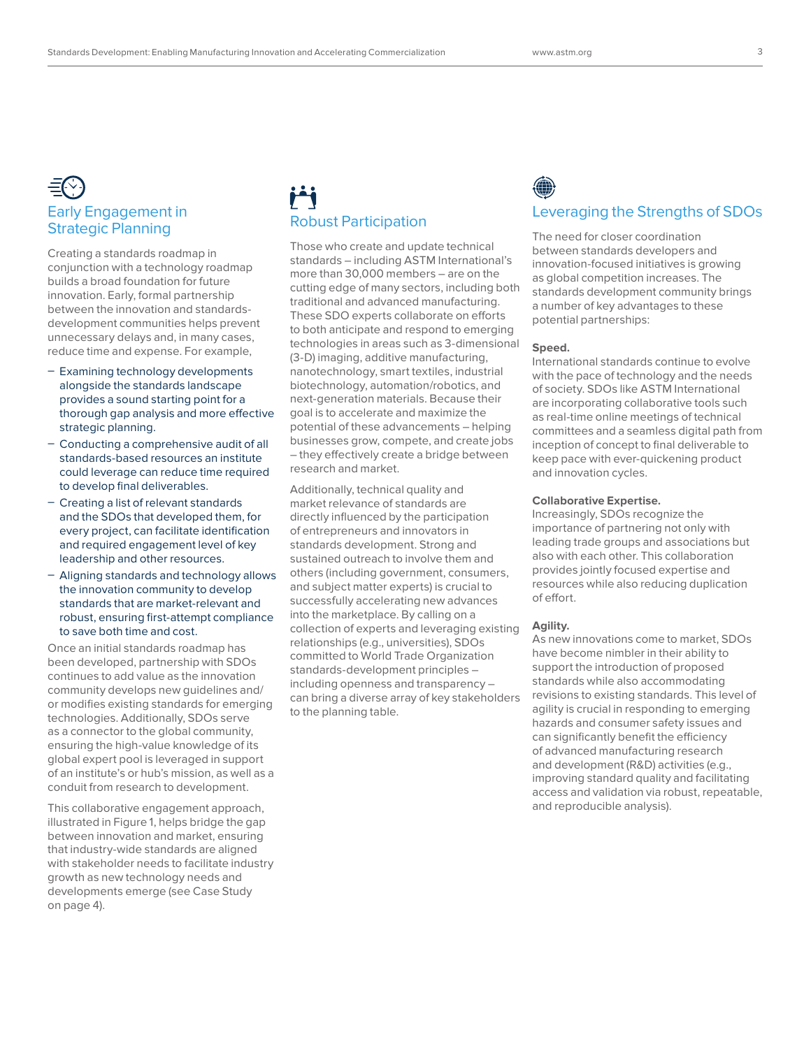## Early Engagement in Strategic Planning

Creating a standards roadmap in conjunction with a technology roadmap builds a broad foundation for future innovation. Early, formal partnership between the innovation and standards-development communities helps prevent unnecessary delays and, in many cases, reduce time and expense. For example,

- Examining technology developments alongside the standards landscape provides a sound starting point for a thorough gap analysis and more effective strategic planning.
- Conducting a comprehensive audit of all standards-based resources an institute could leverage can reduce time required to develop final deliverables.
- Creating a list of relevant standards and the SDOs that developed them, for every project, can facilitate identification and required engagement level of key leadership and other resources.
- Aligning standards and technology allows the innovation community to develop standards that are market-relevant and robust, ensuring first-attempt compliance to save both time and cost.

Once an initial standards roadmap has been developed, partnership with SDOs continues to add value as the innovation community develops new guidelines and/or modifies existing standards for emerging technologies. Additionally, SDOs serve as a connector to the global community, ensuring the high-value knowledge of its global expert pool is leveraged in support of an institute's or hub's mission, as well as a conduit from research to development.

This collaborative engagement approach, illustrated in Figure 1, helps bridge the gap between innovation and market, ensuring that industry-wide standards are aligned with stakeholder needs to facilitate industry growth as new technology needs and developments emerge (see Case Study on page 4).

## Robust Participation

Those who create and update technical standards – including ASTM International's more than 30,000 members – are on the cutting edge of many sectors, including both traditional and advanced manufacturing. These SDO experts collaborate on efforts to both anticipate and respond to emerging technologies in areas such as 3-dimensional (3-D) imaging, additive manufacturing, nanotechnology, smart textiles, industrial biotechnology, automation/robotics, and next-generation materials. Because their goal is to accelerate and maximize the potential of these advancements – helping businesses grow, compete, and create jobs – they effectively create a bridge between research and market.

Additionally, technical quality and market relevance of standards are directly influenced by the participation of entrepreneurs and innovators in standards development. Strong and sustained outreach to involve them and others (including government, consumers, and subject matter experts) is crucial to successfully accelerating new advances into the marketplace. By calling on a collection of experts and leveraging existing relationships (e.g., universities), SDOs committed to World Trade Organization standards-development principles – including openness and transparency – can bring a diverse array of key stakeholders to the planning table.

## Leveraging the Strengths of SDOs

The need for closer coordination between standards developers and innovation-focused initiatives is growing as global competition increases. The standards development community brings a number of key advantages to these potential partnerships:

**Speed.**
International standards continue to evolve with the pace of technology and the needs of society. SDOs like ASTM International are incorporating collaborative tools such as real-time online meetings of technical committees and a seamless digital path from inception of concept to final deliverable to keep pace with ever-quickening product and innovation cycles.

**Collaborative Expertise.**
Increasingly, SDOs recognize the importance of partnering not only with leading trade groups and associations but also with each other. This collaboration provides jointly focused expertise and resources while also reducing duplication of effort.

**Agility.**
As new innovations come to market, SDOs have become nimbler in their ability to support the introduction of proposed standards while also accommodating revisions to existing standards. This level of agility is crucial in responding to emerging hazards and consumer safety issues and can significantly benefit the efficiency of advanced manufacturing research and development (R&D) activities (e.g., improving standard quality and facilitating access and validation via robust, repeatable, and reproducible analysis).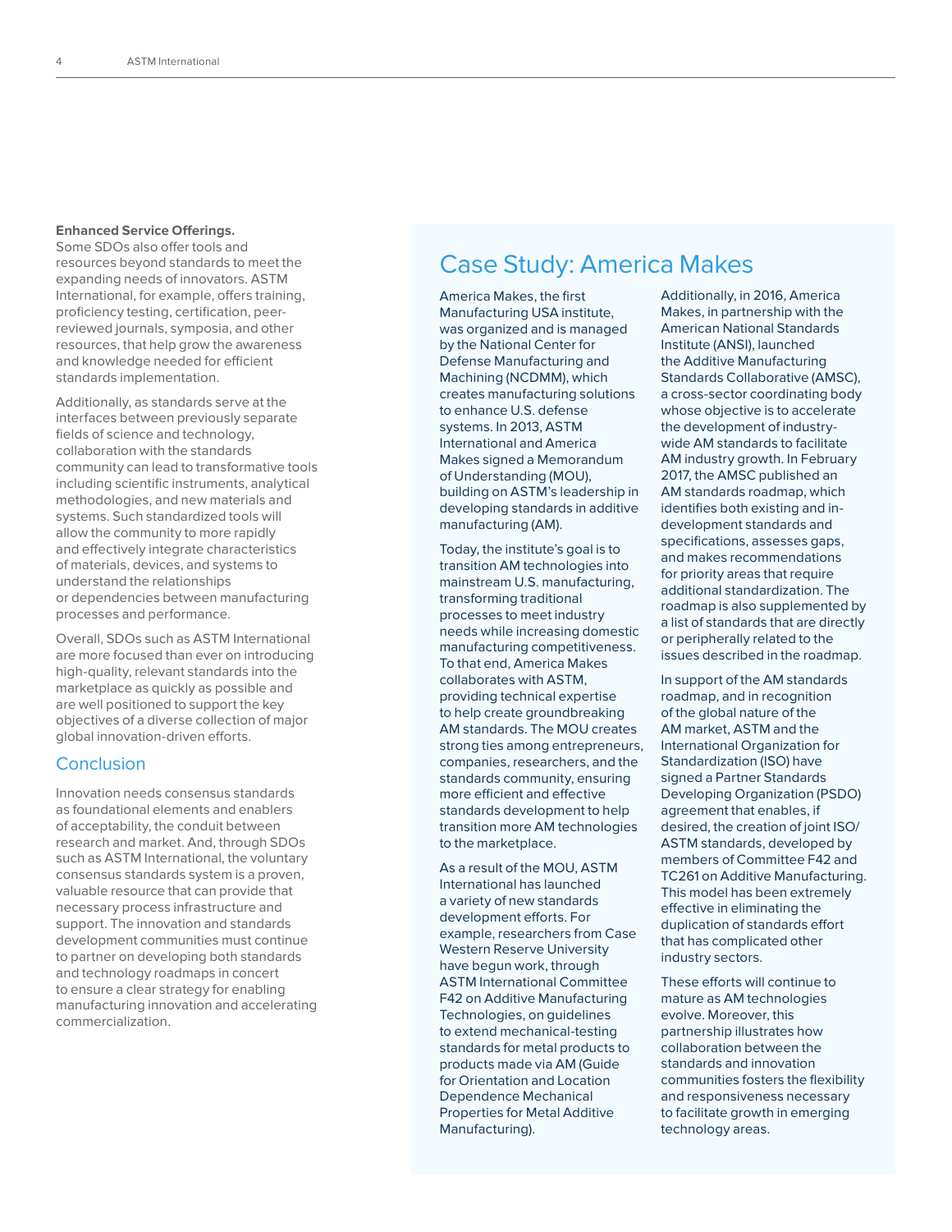**Enhanced Service Offerings.** Some SDOs also offer tools and resources beyond standards to meet the expanding needs of innovators. ASTM International, for example, offers training, proficiency testing, certification, peer-reviewed journals, symposia, and other resources, that help grow the awareness and knowledge needed for efficient standards implementation.

Additionally, as standards serve at the interfaces between previously separate fields of science and technology, collaboration with the standards community can lead to transformative tools including scientific instruments, analytical methodologies, and new materials and systems. Such standardized tools will allow the community to more rapidly and effectively integrate characteristics of materials, devices, and systems to understand the relationships or dependencies between manufacturing processes and performance.

Overall, SDOs such as ASTM International are more focused than ever on introducing high-quality, relevant standards into the marketplace as quickly as possible and are well positioned to support the key objectives of a diverse collection of major global innovation-driven efforts.

## Conclusion

Innovation needs consensus standards as foundational elements and enablers of acceptability, the conduit between research and market. And, through SDOs such as ASTM International, the voluntary consensus standards system is a proven, valuable resource that can provide that necessary process infrastructure and support. The innovation and standards development communities must continue to partner on developing both standards and technology roadmaps in concert to ensure a clear strategy for enabling manufacturing innovation and accelerating commercialization.

## Case Study: America Makes

America Makes, the first Manufacturing USA institute, was organized and is managed by the National Center for Defense Manufacturing and Machining (NCDMM), which creates manufacturing solutions to enhance U.S. defense systems. In 2013, ASTM International and America Makes signed a Memorandum of Understanding (MOU), building on ASTM's leadership in developing standards in additive manufacturing (AM).

Today, the institute's goal is to transition AM technologies into mainstream U.S. manufacturing, transforming traditional processes to meet industry needs while increasing domestic manufacturing competitiveness. To that end, America Makes collaborates with ASTM, providing technical expertise to help create groundbreaking AM standards. The MOU creates strong ties among entrepreneurs, companies, researchers, and the standards community, ensuring more efficient and effective standards development to help transition more AM technologies to the marketplace.

As a result of the MOU, ASTM International has launched a variety of new standards development efforts. For example, researchers from Case Western Reserve University have begun work, through ASTM International Committee F42 on Additive Manufacturing Technologies, on guidelines to extend mechanical-testing standards for metal products to products made via AM (Guide for Orientation and Location Dependence Mechanical Properties for Metal Additive Manufacturing).

Additionally, in 2016, America Makes, in partnership with the American National Standards Institute (ANSI), launched the Additive Manufacturing Standards Collaborative (AMSC), a cross-sector coordinating body whose objective is to accelerate the development of industry-wide AM standards to facilitate AM industry growth. In February 2017, the AMSC published an AM standards roadmap, which identifies both existing and in-development standards and specifications, assesses gaps, and makes recommendations for priority areas that require additional standardization. The roadmap is also supplemented by a list of standards that are directly or peripherally related to the issues described in the roadmap.

In support of the AM standards roadmap, and in recognition of the global nature of the AM market, ASTM and the International Organization for Standardization (ISO) have signed a Partner Standards Developing Organization (PSDO) agreement that enables, if desired, the creation of joint ISO/ASTM standards, developed by members of Committee F42 and TC261 on Additive Manufacturing. This model has been extremely effective in eliminating the duplication of standards effort that has complicated other industry sectors.

These efforts will continue to mature as AM technologies evolve. Moreover, this partnership illustrates how collaboration between the standards and innovation communities fosters the flexibility and responsiveness necessary to facilitate growth in emerging technology areas.